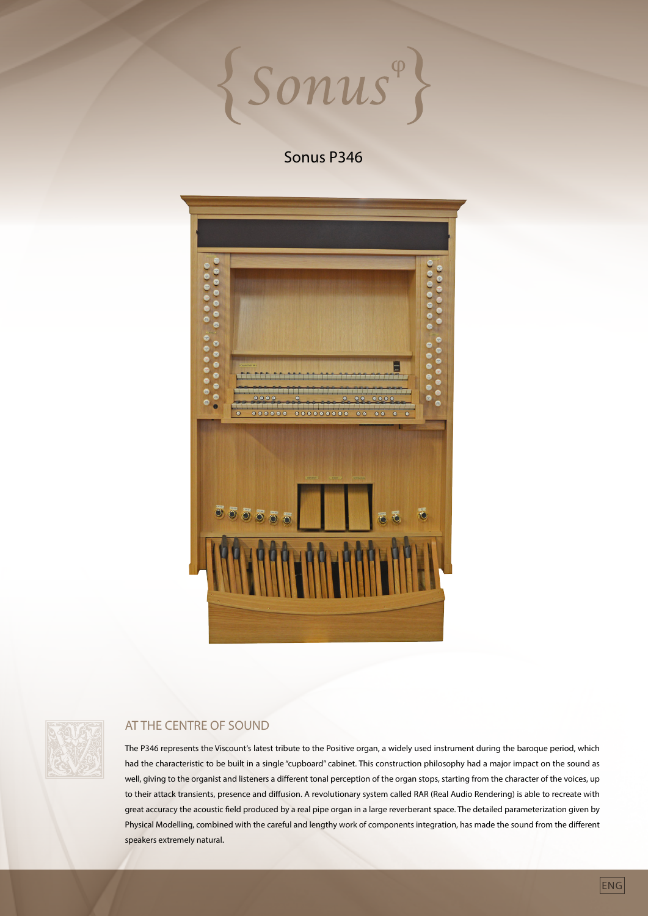# {Sonus$^{\varphi}$}

## Sonus P346

### AT THE CENTRE OF SOUND

The P346 represents the Viscount's latest tribute to the Positive organ, a widely used instrument during the baroque period, which had the characteristic to be built in a single "cupboard" cabinet. This construction philosophy had a major impact on the sound as well, giving to the organist and listeners a different tonal perception of the organ stops, starting from the character of the voices, up to their attack transients, presence and diffusion. A revolutionary system called RAR (Real Audio Rendering) is able to recreate with great accuracy the acoustic field produced by a real pipe organ in a large reverberant space. The detailed parameterization given by Physical Modelling, combined with the careful and lengthy work of components integration, has made the sound from the different speakers extremely natural.

ENG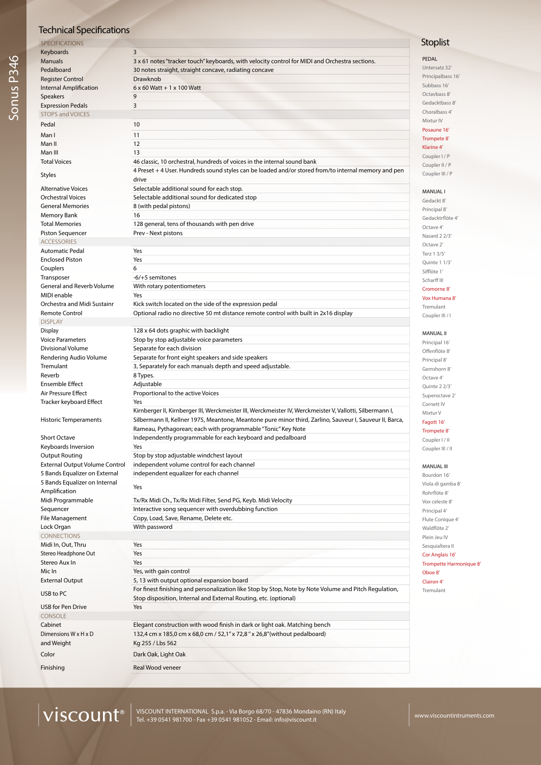# Technical Specifications

| | |
|---|---|
| **SPECIFICATIONS** | |
| Keyboards | 3 |
| Manuals | 3 x 61 notes "tracker touch" keyboards, with velocity control for MIDI and Orchestra sections. |
| Pedalboard | 30 notes straight, straight concave, radiating concave |
| Register Control | Drawknob |
| Internal Amplification | 6 x 60 Watt + 1 x 100 Watt |
| Speakers | 9 |
| Expression Pedals | 3 |
| **STOPS and VOICES** | |
| Pedal | 10 |
| Man I | 11 |
| Man II | 12 |
| Man III | 13 |
| Total Voices | 46 classic, 10 orchestral, hundreds of voices in the internal sound bank |
| Styles | 4 Preset + 4 User. Hundreds sound styles can be loaded and/or stored from/to internal memory and pen drive |
| Alternative Voices | Selectable additional sound for each stop. |
| Orchestral Voices | Selectable additional sound for dedicated stop |
| General Memories | 8 (with pedal pistons) |
| Memory Bank | 16 |
| Total Memories | 128 general, tens of thousands with pen drive |
| Piston Sequencer | Prev - Next pistons |
| **ACCESSORIES** | |
| Automatic Pedal | Yes |
| Enclosed Piston | Yes |
| Couplers | 6 |
| Transposer | -6/+5 semitones |
| General and Reverb Volume | With rotary potentiometers |
| MIDI enable | Yes |
| Orchestra and Midi Sustainr | Kick switch located on the side of the expression pedal |
| Remote Control | Optional radio no directive 50 mt distance remote control with built in 2x16 display |
| **DISPLAY** | |
| Display | 128 x 64 dots graphic with backlight |
| Voice Parameters | Stop by stop adjustable voice parameters |
| Divisional Volume | Separate for each division |
| Rendering Audio Volume | Separate for front eight speakers and side speakers |
| Tremulant | 3, Separately for each manuals depth and speed adjustable. |
| Reverb | 8 Types. |
| Ensemble Effect | Adjustable |
| Air Pressure Effect | Proportional to the active Voices |
| Tracker keyboard Effect | Yes |
| Historic Temperaments | Kirnberger II, Kirnberger III, Werckmeister III, Werckmeister IV, Werckmeister V, Vallotti, Silbermann I, Silbermann II, Kellner 1975, Meantone, Meantone pure minor third, Zarlino, Sauveur I, Sauveur II, Barca, Rameau, Pythagorean; each with programmable "Tonic" Key Note |
| Short Octave | Independently programmable for each keyboard and pedalboard |
| Keyboards Inversion | Yes |
| Output Routing | Stop by stop adjustable windchest layout |
| External Output Volume Control | independent volume control for each channel |
| 5 Bands Equalizer on External | independent equalizer for each channel |
| 5 Bands Equalizer on Internal Amplification | Yes |
| Midi Programmable | Tx/Rx Midi Ch., Tx/Rx Midi Filter, Send PG, Keyb. Midi Velocity |
| Sequencer | Interactive song sequencer with overdubbing function |
| File Management | Copy, Load, Save, Rename, Delete etc. |
| Lock Organ | With password |
| **CONNECTIONS** | |
| Midi In, Out, Thru | Yes |
| Stereo Headphone Out | Yes |
| Stereo Aux In | Yes |
| Mic In | Yes, with gain control |
| External Output | 5, 13 with output optional expansion board |
| USB to PC | For finest finishing and personalization like Stop by Stop, Note by Note Volume and Pitch Regulation, Stop disposition, Internal and External Routing, etc. (optional) |
| USB for Pen Drive | Yes |
| **CONSOLE** | |
| Cabinet | Elegant construction with wood finish in dark or light oak. Matching bench |
| Dimensions W x H x D | 132,4 cm x 185,0 cm x 68,0 cm / 52,1" x 72,8" x 26,8" (without pedalboard) |
| and Weight | Kg 255 / Lbs 562 |
| Color | Dark Oak, Light Oak |
| Finishing | Real Wood veneer |

# Stoplist

**PEDAL**
- Untersatz 32'
- Principalbass 16'
- Subbass 16'
- Octavbass 8'
- Gedacktbass 8'
- Choralbass 4'
- Mixtur IV
- Posaune 16'
- Trompete 8'
- Klarine 4'
- Coupler I / P
- Coupler II / P
- Coupler III / P

**MANUAL I**
- Gedackt 8'
- Principal 8'
- Gedacktrflöte 4'
- Octave 4'
- Nasard 2 2/3'
- Octave 2'
- Terz 1 3/5'
- Quinte 1 1/3'
- Sifflöte 1'
- Scharff III
- Cromorne 8'
- Vox Humana 8'
- Tremulant
- Coupler III / I

**MANUAL II**
- Principal 16'
- Offenflöte 8'
- Principal 8'
- Gemshorn 8'
- Octave 4'
- Quinte 2 2/3'
- Superoctave 2'
- Cornett IV
- Mixtur V
- Fagott 16'
- Trompete 8'
- Coupler I / II
- Coupler III / II

**MANUAL III**
- Bourdon 16'
- Viola di gamba 8'
- Rohrflöte 8'
- Vox celeste 8'
- Principal 4'
- Flute Conique 4'
- Waldflöte 2'
- Plein Jeu IV
- Sesquialtera II
- Cor Anglais 16'
- Trompette Harmonique 8'
- Oboe 8'
- Clairon 4'
- Tremulant

viscount®

VISCOUNT INTERNATIONAL S.p.a. - Via Borgo 68/70 - 47836 Mondaino (RN) Italy
Tel. +39 0541 981700 - Fax +39 0541 981052 - Email: info@viscount.it

www.viscountintruments.com